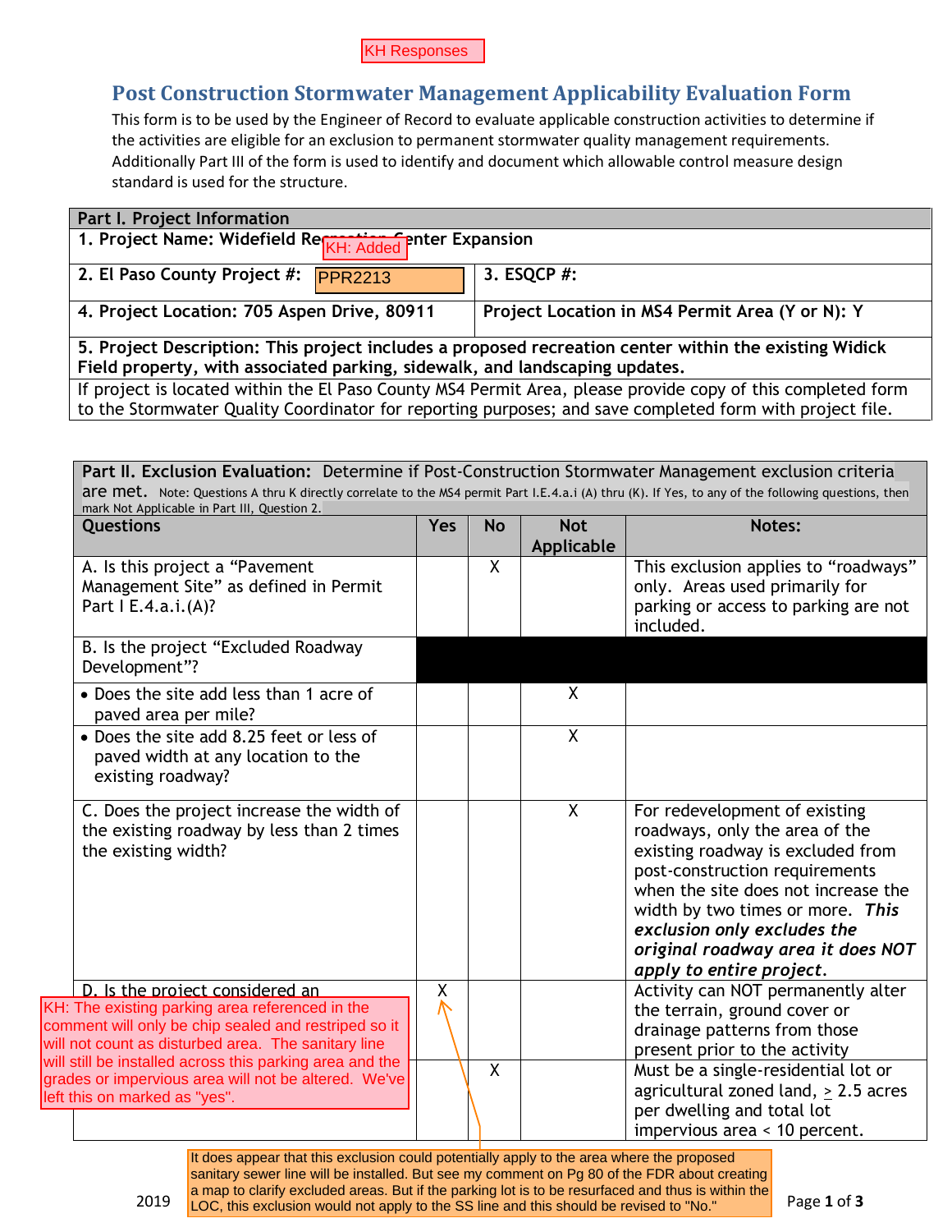KH Responses

# Post Construction Stormwater Management Applicability Evaluation Form

This form is to be used by the Engineer of Record to evaluate applicable construction activities to determine if the activities are eligible for an exclusion to permanent stormwater quality management requirements. Additionally Part III of the form is used to identify and document which allowable control measure design standard is used for the structure.

| **Part I. Project Information** | |
|---|---|
| **1. Project Name: Widefield Recreation Center Expansion** (KH: Added) | |
| **2. El Paso County Project #:** PPR2213 | **3. ESQCP #:** |
| **4. Project Location: 705 Aspen Drive, 80911** | **Project Location in MS4 Permit Area (Y or N): Y** |
| **5. Project Description: This project includes a proposed recreation center within the existing Widick Field property, with associated parking, sidewalk, and landscaping updates.** | |
| If project is located within the El Paso County MS4 Permit Area, please provide copy of this completed form to the Stormwater Quality Coordinator for reporting purposes; and save completed form with project file. | |

**Part II. Exclusion Evaluation:** Determine if Post-Construction Stormwater Management exclusion criteria are met. Note: Questions A thru K directly correlate to the MS4 permit Part I.E.4.a.i (A) thru (K). If Yes, to any of the following questions, then mark Not Applicable in Part III, Question 2.

| Questions | Yes | No | Not Applicable | Notes: |
|---|---|---|---|---|
| A. Is this project a "Pavement Management Site" as defined in Permit Part I E.4.a.i.(A)? | | X | | This exclusion applies to "roadways" only. Areas used primarily for parking or access to parking are not included. |
| B. Is the project "Excluded Roadway Development"? | | | | |
| • Does the site add less than 1 acre of paved area per mile? | | | X | |
| • Does the site add 8.25 feet or less of paved width at any location to the existing roadway? | | | X | |
| C. Does the project increase the width of the existing roadway by less than 2 times the existing width? | | | X | For redevelopment of existing roadways, only the area of the existing roadway is excluded from post-construction requirements when the site does not increase the width by two times or more. ***This exclusion only excludes the original roadway area it does NOT apply to entire project.*** |
| D. Is the project considered an ... | X | | | Activity can NOT permanently alter the terrain, ground cover or drainage patterns from those present prior to the activity |
| | | X | | Must be a single-residential lot or agricultural zoned land, ≥ 2.5 acres per dwelling and total lot impervious area < 10 percent. |

KH: The existing parking area referenced in the comment will only be chip sealed and restriped so it will not count as disturbed area. The sanitary line will still be installed across this parking area and the grades or impervious area will not be altered. We've left this on marked as "yes".

It does appear that this exclusion could potentially apply to the area where the proposed sanitary sewer line will be installed. But see my comment on Pg 80 of the FDR about creating a map to clarify excluded areas. But if the parking lot is to be resurfaced and thus is within the LOC, this exclusion would not apply to the SS line and this should be revised to "No."

2019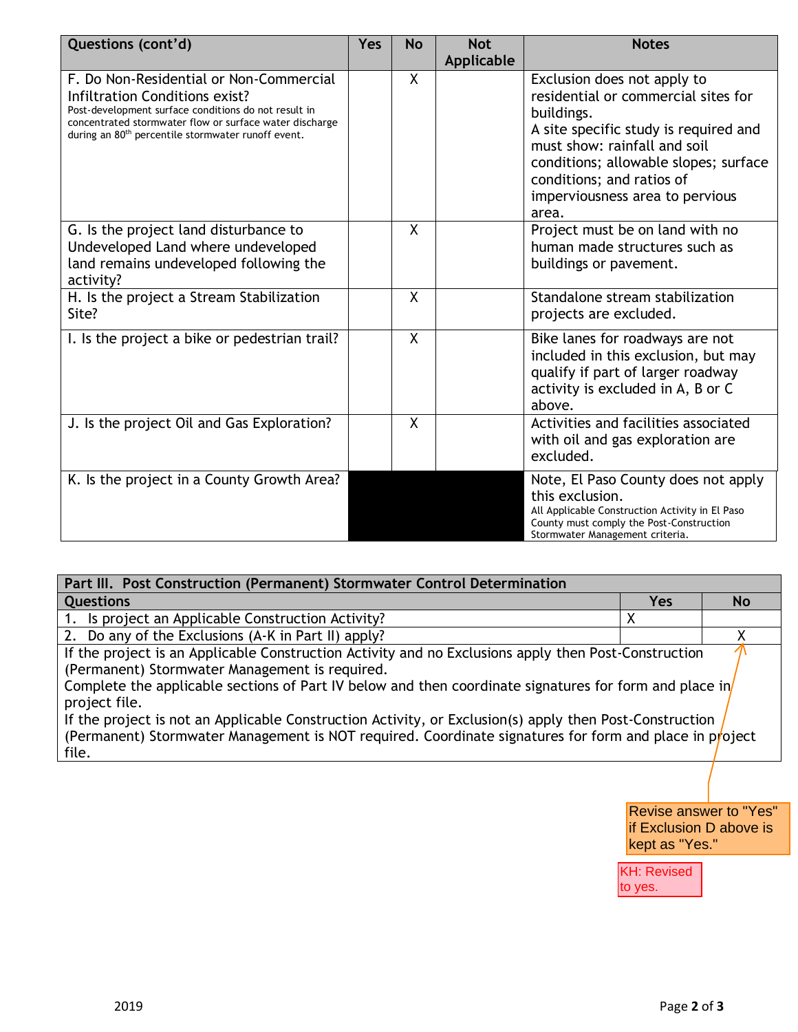| Questions (cont'd) | Yes | No | Not Applicable | Notes |
|---|---|---|---|---|
| F. Do Non-Residential or Non-Commercial Infiltration Conditions exist? Post-development surface conditions do not result in concentrated stormwater flow or surface water discharge during an 80th percentile stormwater runoff event. | | X | | Exclusion does not apply to residential or commercial sites for buildings. A site specific study is required and must show: rainfall and soil conditions; allowable slopes; surface conditions; and ratios of imperviousness area to pervious area. |
| G. Is the project land disturbance to Undeveloped Land where undeveloped land remains undeveloped following the activity? | | X | | Project must be on land with no human made structures such as buildings or pavement. |
| H. Is the project a Stream Stabilization Site? | | X | | Standalone stream stabilization projects are excluded. |
| I. Is the project a bike or pedestrian trail? | | X | | Bike lanes for roadways are not included in this exclusion, but may qualify if part of larger roadway activity is excluded in A, B or C above. |
| J. Is the project Oil and Gas Exploration? | | X | | Activities and facilities associated with oil and gas exploration are excluded. |
| K. Is the project in a County Growth Area? | | | | Note, El Paso County does not apply this exclusion. All Applicable Construction Activity in El Paso County must comply the Post-Construction Stormwater Management criteria. |

| Part III. Post Construction (Permanent) Stormwater Control Determination | | |
|---|---|---|
| **Questions** | **Yes** | **No** |
| 1. Is project an Applicable Construction Activity? | X | |
| 2. Do any of the Exclusions (A-K in Part II) apply? | | X |

If the project is an Applicable Construction Activity and no Exclusions apply then Post-Construction (Permanent) Stormwater Management is required.
Complete the applicable sections of Part IV below and then coordinate signatures for form and place in project file.
If the project is not an Applicable Construction Activity, or Exclusion(s) apply then Post-Construction (Permanent) Stormwater Management is NOT required. Coordinate signatures for form and place in project file.

Revise answer to "Yes" if Exclusion D above is kept as "Yes."

KH: Revised to yes.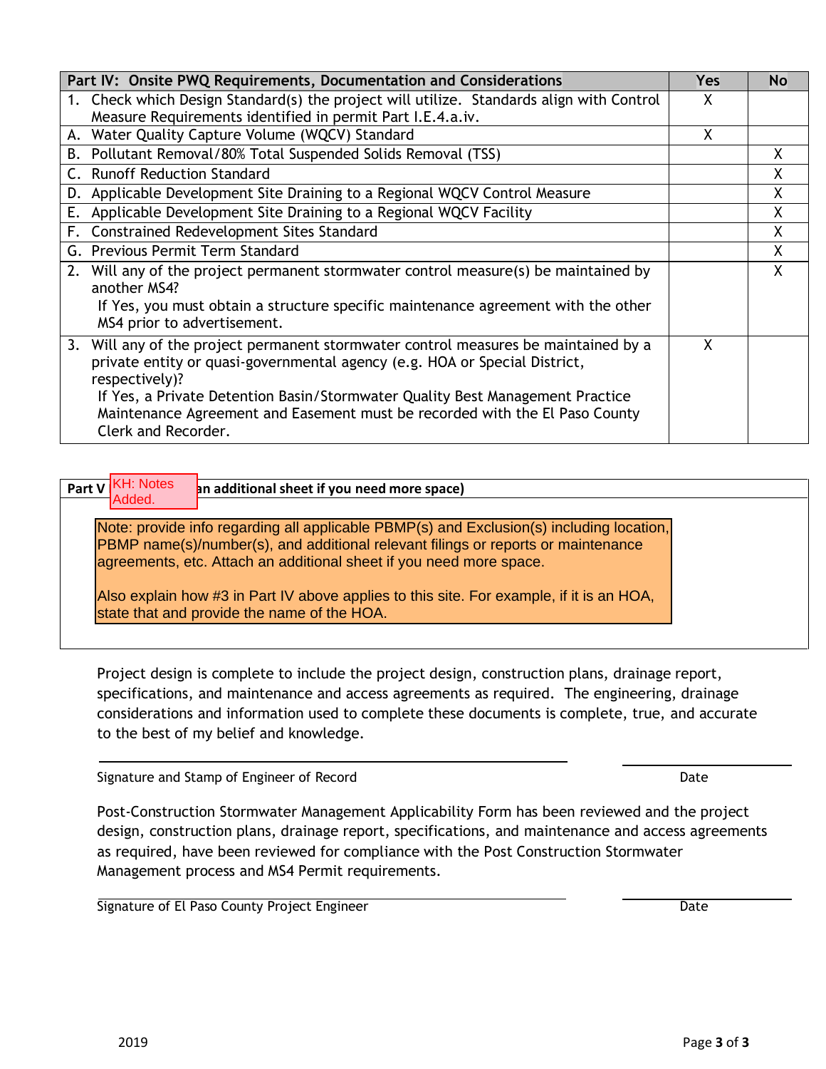| Part IV: Onsite PWQ Requirements, Documentation and Considerations | Yes | No |
|---|---|---|
| 1. Check which Design Standard(s) the project will utilize. Standards align with Control Measure Requirements identified in permit Part I.E.4.a.iv. | X | |
| A. Water Quality Capture Volume (WQCV) Standard | X | |
| B. Pollutant Removal/80% Total Suspended Solids Removal (TSS) | | X |
| C. Runoff Reduction Standard | | X |
| D. Applicable Development Site Draining to a Regional WQCV Control Measure | | X |
| E. Applicable Development Site Draining to a Regional WQCV Facility | | X |
| F. Constrained Redevelopment Sites Standard | | X |
| G. Previous Permit Term Standard | | X |
| 2. Will any of the project permanent stormwater control measure(s) be maintained by another MS4? If Yes, you must obtain a structure specific maintenance agreement with the other MS4 prior to advertisement. | | X |
| 3. Will any of the project permanent stormwater control measures be maintained by a private entity or quasi-governmental agency (e.g. HOA or Special District, respectively)? If Yes, a Private Detention Basin/Stormwater Quality Best Management Practice Maintenance Agreement and Easement must be recorded with the El Paso County Clerk and Recorder. | X | |

**Part V** KH: Notes Added. **an additional sheet if you need more space)**

Note: provide info regarding all applicable PBMP(s) and Exclusion(s) including location, PBMP name(s)/number(s), and additional relevant filings or reports or maintenance agreements, etc. Attach an additional sheet if you need more space.

Also explain how #3 in Part IV above applies to this site. For example, if it is an HOA, state that and provide the name of the HOA.

Project design is complete to include the project design, construction plans, drainage report, specifications, and maintenance and access agreements as required. The engineering, drainage considerations and information used to complete these documents is complete, true, and accurate to the best of my belief and knowledge.

Signature and Stamp of Engineer of Record  Date

Post-Construction Stormwater Management Applicability Form has been reviewed and the project design, construction plans, drainage report, specifications, and maintenance and access agreements as required, have been reviewed for compliance with the Post Construction Stormwater Management process and MS4 Permit requirements.

Signature of El Paso County Project Engineer  Date

2019